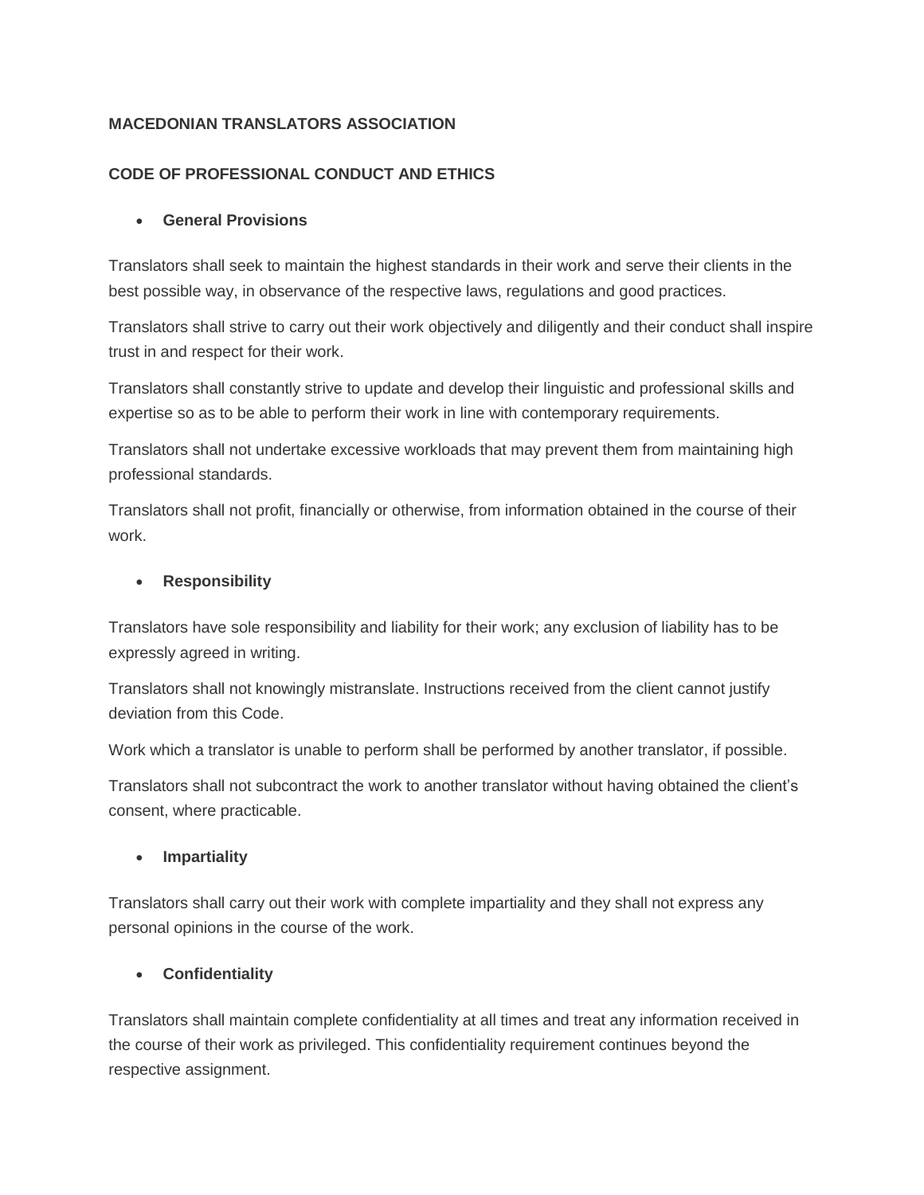**MACEDONIAN TRANSLATORS ASSOCIATION**

**CODE OF PROFESSIONAL CONDUCT AND ETHICS**

- **General Provisions**

Translators shall seek to maintain the highest standards in their work and serve their clients in the best possible way, in observance of the respective laws, regulations and good practices.

Translators shall strive to carry out their work objectively and diligently and their conduct shall inspire trust in and respect for their work.

Translators shall constantly strive to update and develop their linguistic and professional skills and expertise so as to be able to perform their work in line with contemporary requirements.

Translators shall not undertake excessive workloads that may prevent them from maintaining high professional standards.

Translators shall not profit, financially or otherwise, from information obtained in the course of their work.

- **Responsibility**

Translators have sole responsibility and liability for their work; any exclusion of liability has to be expressly agreed in writing.

Translators shall not knowingly mistranslate. Instructions received from the client cannot justify deviation from this Code.

Work which a translator is unable to perform shall be performed by another translator, if possible.

Translators shall not subcontract the work to another translator without having obtained the client's consent, where practicable.

- **Impartiality**

Translators shall carry out their work with complete impartiality and they shall not express any personal opinions in the course of the work.

- **Confidentiality**

Translators shall maintain complete confidentiality at all times and treat any information received in the course of their work as privileged. This confidentiality requirement continues beyond the respective assignment.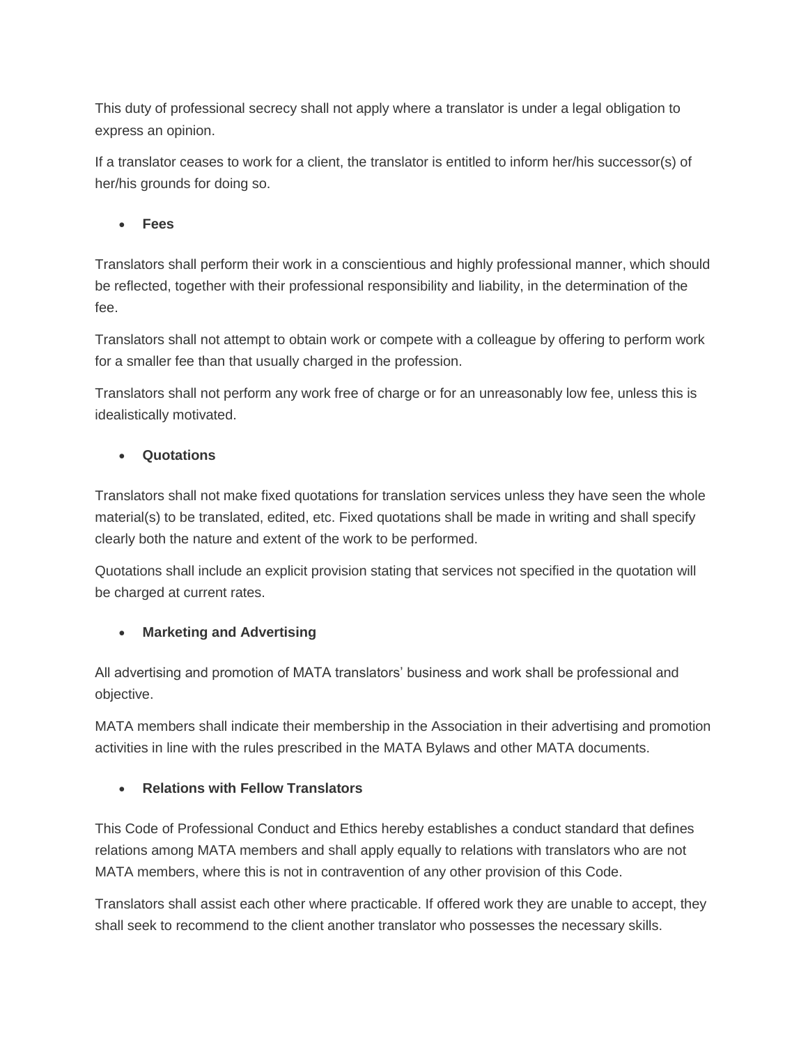This duty of professional secrecy shall not apply where a translator is under a legal obligation to express an opinion.

If a translator ceases to work for a client, the translator is entitled to inform her/his successor(s) of her/his grounds for doing so.

- **Fees**

Translators shall perform their work in a conscientious and highly professional manner, which should be reflected, together with their professional responsibility and liability, in the determination of the fee.

Translators shall not attempt to obtain work or compete with a colleague by offering to perform work for a smaller fee than that usually charged in the profession.

Translators shall not perform any work free of charge or for an unreasonably low fee, unless this is idealistically motivated.

- **Quotations**

Translators shall not make fixed quotations for translation services unless they have seen the whole material(s) to be translated, edited, etc. Fixed quotations shall be made in writing and shall specify clearly both the nature and extent of the work to be performed.

Quotations shall include an explicit provision stating that services not specified in the quotation will be charged at current rates.

- **Marketing and Advertising**

All advertising and promotion of MATA translators' business and work shall be professional and objective.

MATA members shall indicate their membership in the Association in their advertising and promotion activities in line with the rules prescribed in the MATA Bylaws and other MATA documents.

- **Relations with Fellow Translators**

This Code of Professional Conduct and Ethics hereby establishes a conduct standard that defines relations among MATA members and shall apply equally to relations with translators who are not MATA members, where this is not in contravention of any other provision of this Code.

Translators shall assist each other where practicable. If offered work they are unable to accept, they shall seek to recommend to the client another translator who possesses the necessary skills.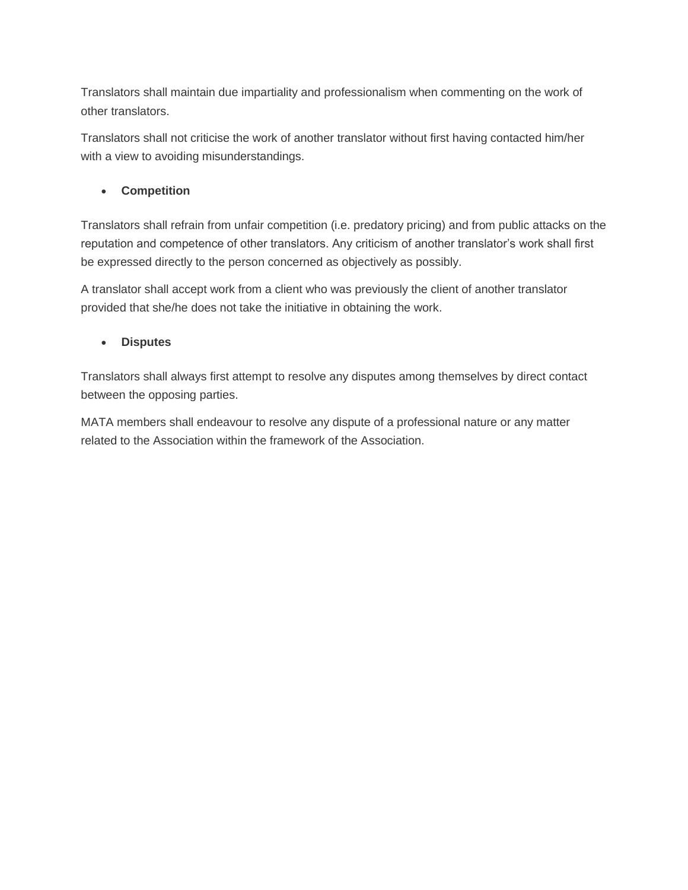Translators shall maintain due impartiality and professionalism when commenting on the work of other translators.

Translators shall not criticise the work of another translator without first having contacted him/her with a view to avoiding misunderstandings.

- **Competition**

Translators shall refrain from unfair competition (i.e. predatory pricing) and from public attacks on the reputation and competence of other translators. Any criticism of another translator's work shall first be expressed directly to the person concerned as objectively as possibly.

A translator shall accept work from a client who was previously the client of another translator provided that she/he does not take the initiative in obtaining the work.

- **Disputes**

Translators shall always first attempt to resolve any disputes among themselves by direct contact between the opposing parties.

MATA members shall endeavour to resolve any dispute of a professional nature or any matter related to the Association within the framework of the Association.